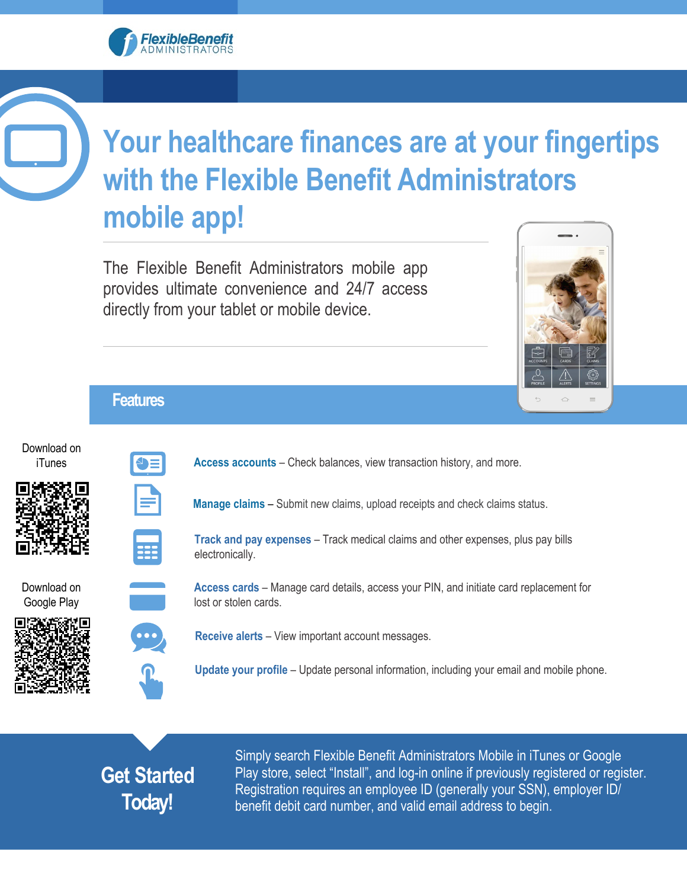FlexibleBenefit ADMINISTRATORS

# Your healthcare finances are at your fingertips with the Flexible Benefit Administrators mobile app!

The Flexible Benefit Administrators mobile app provides ultimate convenience and 24/7 access directly from your tablet or mobile device.

## Features

Download on iTunes

Download on Google Play

- **Access accounts** – Check balances, view transaction history, and more.
- **Manage claims** – Submit new claims, upload receipts and check claims status.
- **Track and pay expenses** – Track medical claims and other expenses, plus pay bills electronically.
- **Access cards** – Manage card details, access your PIN, and initiate card replacement for lost or stolen cards.
- **Receive alerts** – View important account messages.
- **Update your profile** – Update personal information, including your email and mobile phone.

## Get Started Today!

Simply search Flexible Benefit Administrators Mobile in iTunes or Google Play store, select "Install", and log-in online if previously registered or register. Registration requires an employee ID (generally your SSN), employer ID/ benefit debit card number, and valid email address to begin.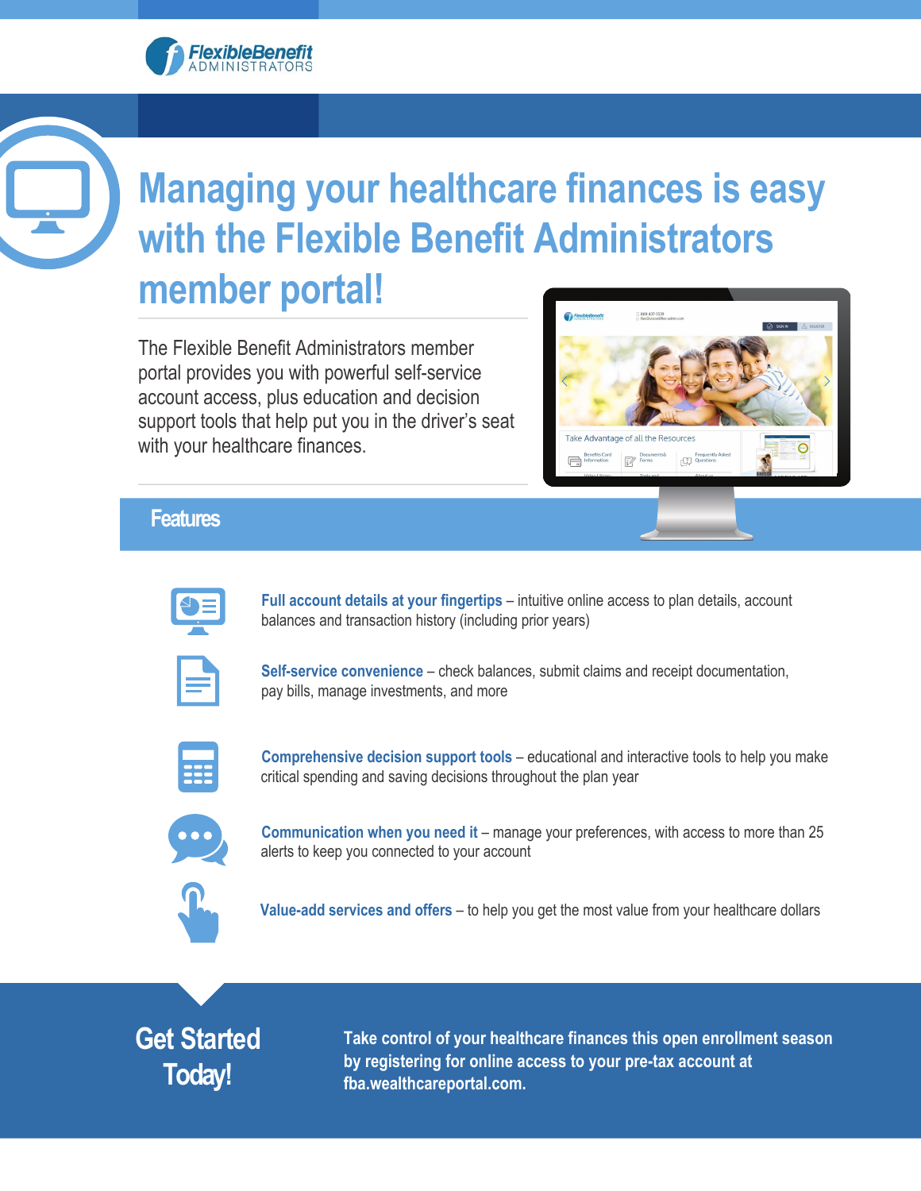FlexibleBenefit ADMINISTRATORS

# Managing your healthcare finances is easy with the Flexible Benefit Administrators member portal!

The Flexible Benefit Administrators member portal provides you with powerful self-service account access, plus education and decision support tools that help put you in the driver's seat with your healthcare finances.

## Features

**Full account details at your fingertips** – intuitive online access to plan details, account balances and transaction history (including prior years)

**Self-service convenience** – check balances, submit claims and receipt documentation, pay bills, manage investments, and more

**Comprehensive decision support tools** – educational and interactive tools to help you make critical spending and saving decisions throughout the plan year

**Communication when you need it** – manage your preferences, with access to more than 25 alerts to keep you connected to your account

**Value-add services and offers** – to help you get the most value from your healthcare dollars

## Get Started Today!

**Take control of your healthcare finances this open enrollment season by registering for online access to your pre-tax account at fba.wealthcareportal.com.**